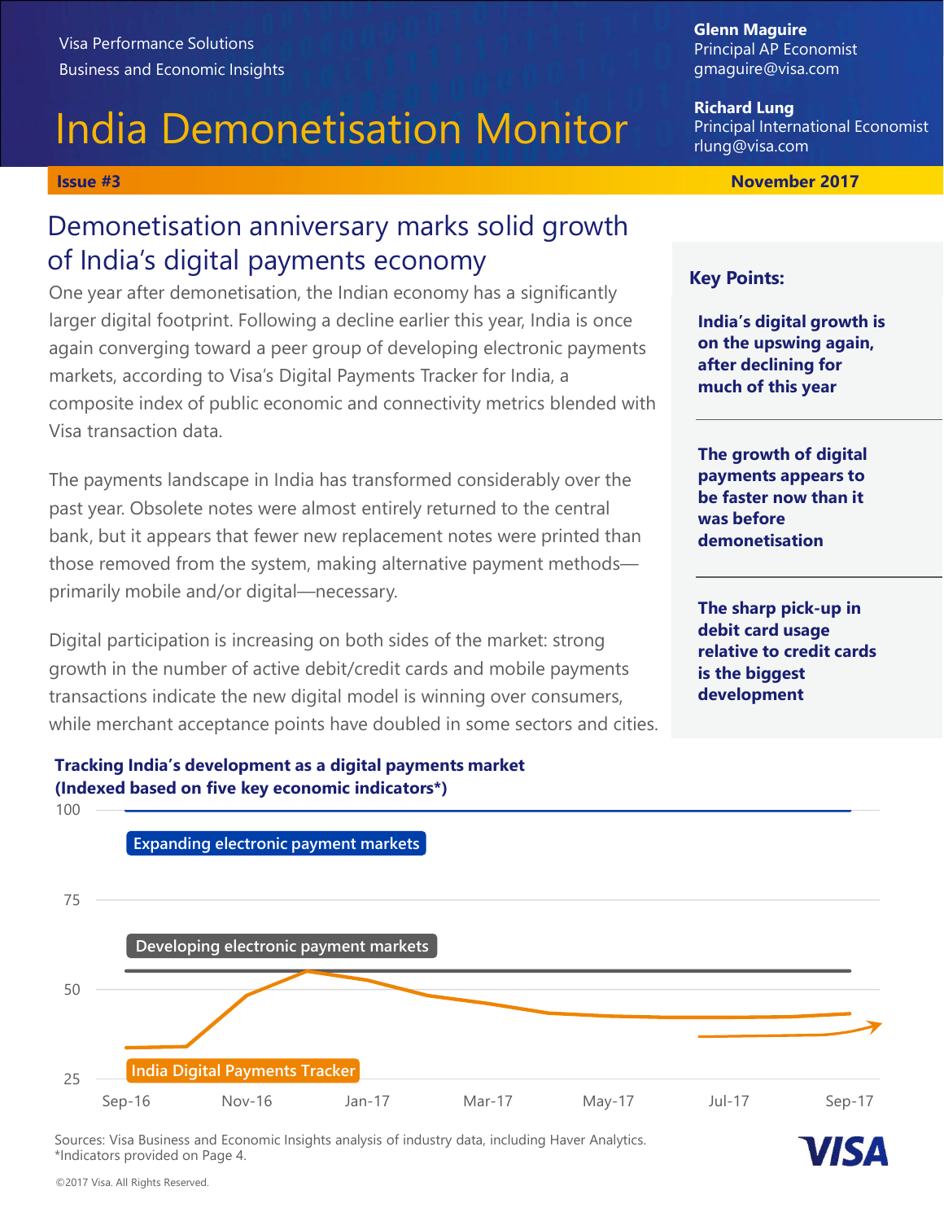Visa Performance Solutions
Business and Economic Insights

# India Demonetisation Monitor

**Issue #3** **November 2017**

**Glenn Maguire**
Principal AP Economist
gmaguire@visa.com

**Richard Lung**
Principal International Economist
rlung@visa.com

## Demonetisation anniversary marks solid growth of India's digital payments economy

One year after demonetisation, the Indian economy has a significantly larger digital footprint. Following a decline earlier this year, India is once again converging toward a peer group of developing electronic payments markets, according to Visa's Digital Payments Tracker for India, a composite index of public economic and connectivity metrics blended with Visa transaction data.

The payments landscape in India has transformed considerably over the past year. Obsolete notes were almost entirely returned to the central bank, but it appears that fewer new replacement notes were printed than those removed from the system, making alternative payment methods—primarily mobile and/or digital—necessary.

Digital participation is increasing on both sides of the market: strong growth in the number of active debit/credit cards and mobile payments transactions indicate the new digital model is winning over consumers, while merchant acceptance points have doubled in some sectors and cities.

**Key Points:**

- **India's digital growth is on the upswing again, after declining for much of this year**
- **The growth of digital payments appears to be faster now than it was before demonetisation**
- **The sharp pick-up in debit card usage relative to credit cards is the biggest development**

**Tracking India's development as a digital payments market (Indexed based on five key economic indicators*)**

Chart labels: Expanding electronic payment markets; Developing electronic payment markets; India Digital Payments Tracker. Y-axis: 25, 50, 75, 100. X-axis: Sep-16, Nov-16, Jan-17, Mar-17, May-17, Jul-17, Sep-17.

Sources: Visa Business and Economic Insights analysis of industry data, including Haver Analytics.
*Indicators provided on Page 4.

©2017 Visa. All Rights Reserved.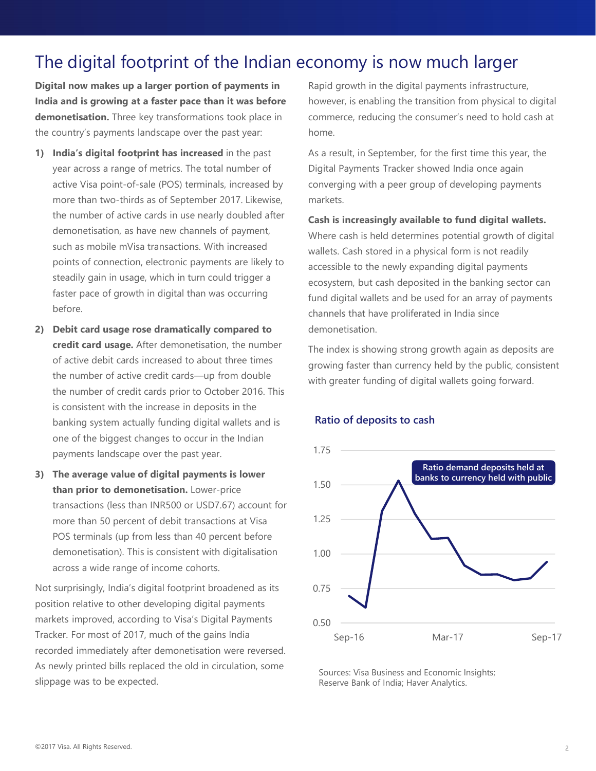# The digital footprint of the Indian economy is now much larger

**Digital now makes up a larger portion of payments in India and is growing at a faster pace than it was before demonetisation.** Three key transformations took place in the country's payments landscape over the past year:

1) **India's digital footprint has increased** in the past year across a range of metrics. The total number of active Visa point-of-sale (POS) terminals, increased by more than two-thirds as of September 2017. Likewise, the number of active cards in use nearly doubled after demonetisation, as have new channels of payment, such as mobile mVisa transactions. With increased points of connection, electronic payments are likely to steadily gain in usage, which in turn could trigger a faster pace of growth in digital than was occurring before.

2) **Debit card usage rose dramatically compared to credit card usage.** After demonetisation, the number of active debit cards increased to about three times the number of active credit cards—up from double the number of credit cards prior to October 2016. This is consistent with the increase in deposits in the banking system actually funding digital wallets and is one of the biggest changes to occur in the Indian payments landscape over the past year.

3) **The average value of digital payments is lower than prior to demonetisation.** Lower-price transactions (less than INR500 or USD7.67) account for more than 50 percent of debit transactions at Visa POS terminals (up from less than 40 percent before demonetisation). This is consistent with digitalisation across a wide range of income cohorts.

Not surprisingly, India's digital footprint broadened as its position relative to other developing digital payments markets improved, according to Visa's Digital Payments Tracker. For most of 2017, much of the gains India recorded immediately after demonetisation were reversed. As newly printed bills replaced the old in circulation, some slippage was to be expected.

Rapid growth in the digital payments infrastructure, however, is enabling the transition from physical to digital commerce, reducing the consumer's need to hold cash at home.

As a result, in September, for the first time this year, the Digital Payments Tracker showed India once again converging with a peer group of developing payments markets.

**Cash is increasingly available to fund digital wallets.** Where cash is held determines potential growth of digital wallets. Cash stored in a physical form is not readily accessible to the newly expanding digital payments ecosystem, but cash deposited in the banking sector can fund digital wallets and be used for an array of payments channels that have proliferated in India since demonetisation.

The index is showing strong growth again as deposits are growing faster than currency held by the public, consistent with greater funding of digital wallets going forward.

**Ratio of deposits to cash**

Ratio demand deposits held at banks to currency held with public

Sources: Visa Business and Economic Insights; Reserve Bank of India; Haver Analytics.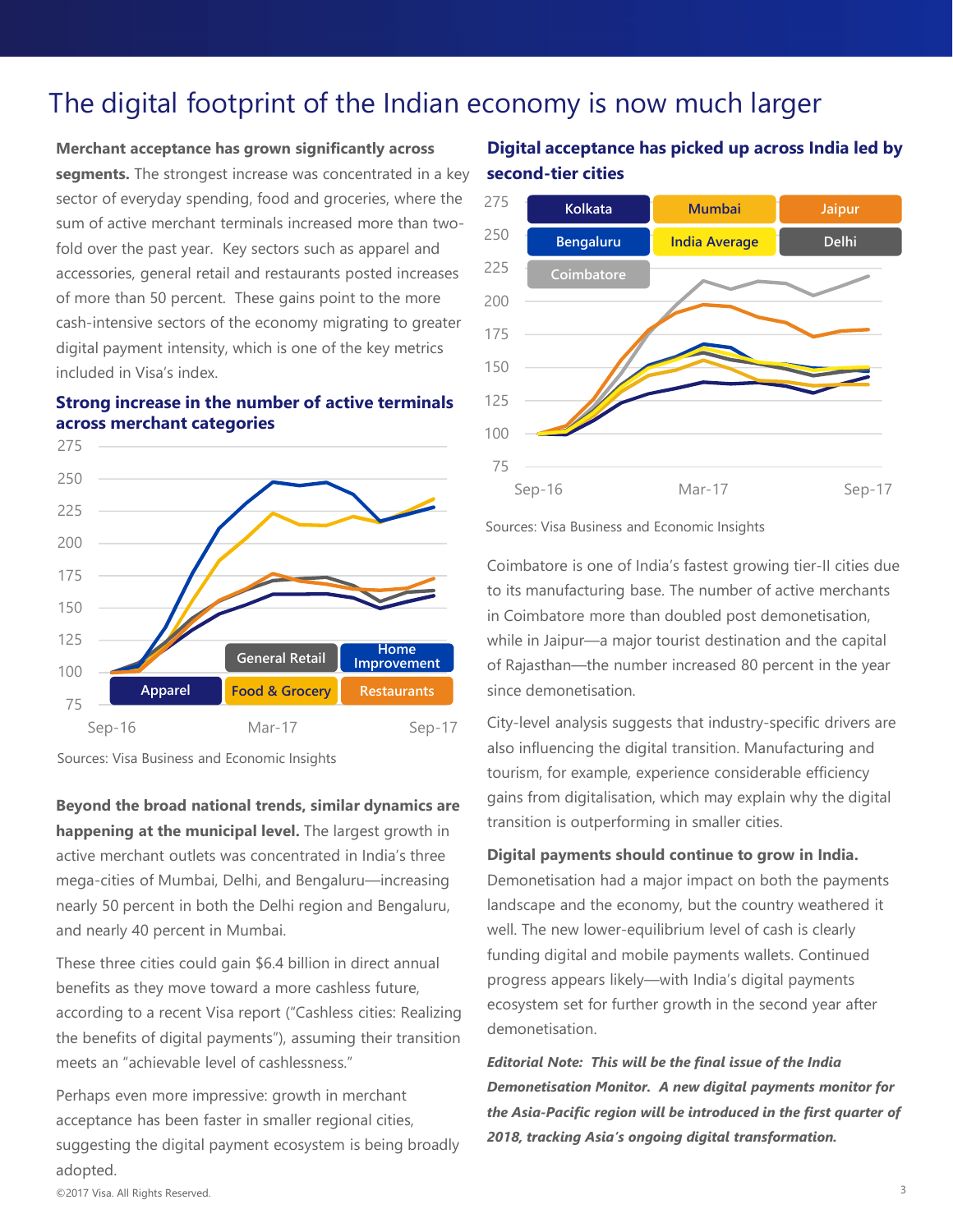# The digital footprint of the Indian economy is now much larger

**Merchant acceptance has grown significantly across segments.** The strongest increase was concentrated in a key sector of everyday spending, food and groceries, where the sum of active merchant terminals increased more than two-fold over the past year. Key sectors such as apparel and accessories, general retail and restaurants posted increases of more than 50 percent. These gains point to the more cash-intensive sectors of the economy migrating to greater digital payment intensity, which is one of the key metrics included in Visa's index.

**Strong increase in the number of active terminals across merchant categories**

Sources: Visa Business and Economic Insights

**Beyond the broad national trends, similar dynamics are happening at the municipal level.** The largest growth in active merchant outlets was concentrated in India's three mega-cities of Mumbai, Delhi, and Bengaluru—increasing nearly 50 percent in both the Delhi region and Bengaluru, and nearly 40 percent in Mumbai.

These three cities could gain $6.4 billion in direct annual benefits as they move toward a more cashless future, according to a recent Visa report ("Cashless cities: Realizing the benefits of digital payments"), assuming their transition meets an "achievable level of cashlessness."

Perhaps even more impressive: growth in merchant acceptance has been faster in smaller regional cities, suggesting the digital payment ecosystem is being broadly adopted.

**Digital acceptance has picked up across India led by second-tier cities**

Sources: Visa Business and Economic Insights

Coimbatore is one of India's fastest growing tier-II cities due to its manufacturing base. The number of active merchants in Coimbatore more than doubled post demonetisation, while in Jaipur—a major tourist destination and the capital of Rajasthan—the number increased 80 percent in the year since demonetisation.

City-level analysis suggests that industry-specific drivers are also influencing the digital transition. Manufacturing and tourism, for example, experience considerable efficiency gains from digitalisation, which may explain why the digital transition is outperforming in smaller cities.

**Digital payments should continue to grow in India.** Demonetisation had a major impact on both the payments landscape and the economy, but the country weathered it well. The new lower-equilibrium level of cash is clearly funding digital and mobile payments wallets. Continued progress appears likely—with India's digital payments ecosystem set for further growth in the second year after demonetisation.

***Editorial Note: This will be the final issue of the India Demonetisation Monitor. A new digital payments monitor for the Asia-Pacific region will be introduced in the first quarter of 2018, tracking Asia's ongoing digital transformation.***

©2017 Visa. All Rights Reserved.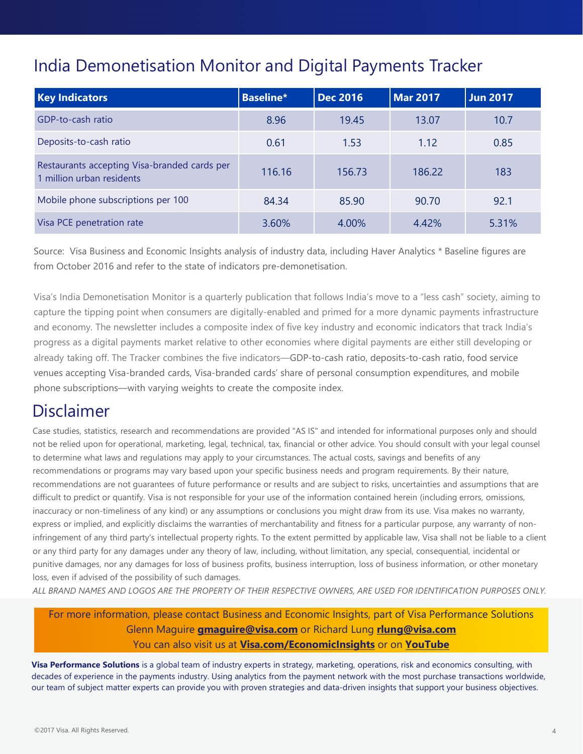# India Demonetisation Monitor and Digital Payments Tracker

| Key Indicators | Baseline* | Dec 2016 | Mar 2017 | Jun 2017 |
|---|---|---|---|---|
| GDP-to-cash ratio | 8.96 | 19.45 | 13.07 | 10.7 |
| Deposits-to-cash ratio | 0.61 | 1.53 | 1.12 | 0.85 |
| Restaurants accepting Visa-branded cards per 1 million urban residents | 116.16 | 156.73 | 186.22 | 183 |
| Mobile phone subscriptions per 100 | 84.34 | 85.90 | 90.70 | 92.1 |
| Visa PCE penetration rate | 3.60% | 4.00% | 4.42% | 5.31% |

Source: Visa Business and Economic Insights analysis of industry data, including Haver Analytics * Baseline figures are from October 2016 and refer to the state of indicators pre-demonetisation.

Visa's India Demonetisation Monitor is a quarterly publication that follows India's move to a "less cash" society, aiming to capture the tipping point when consumers are digitally-enabled and primed for a more dynamic payments infrastructure and economy. The newsletter includes a composite index of five key industry and economic indicators that track India's progress as a digital payments market relative to other economies where digital payments are either still developing or already taking off. The Tracker combines the five indicators—GDP-to-cash ratio, deposits-to-cash ratio, food service venues accepting Visa-branded cards, Visa-branded cards' share of personal consumption expenditures, and mobile phone subscriptions—with varying weights to create the composite index.

## Disclaimer

Case studies, statistics, research and recommendations are provided "AS IS" and intended for informational purposes only and should not be relied upon for operational, marketing, legal, technical, tax, financial or other advice. You should consult with your legal counsel to determine what laws and regulations may apply to your circumstances. The actual costs, savings and benefits of any recommendations or programs may vary based upon your specific business needs and program requirements. By their nature, recommendations are not guarantees of future performance or results and are subject to risks, uncertainties and assumptions that are difficult to predict or quantify. Visa is not responsible for your use of the information contained herein (including errors, omissions, inaccuracy or non-timeliness of any kind) or any assumptions or conclusions you might draw from its use. Visa makes no warranty, express or implied, and explicitly disclaims the warranties of merchantability and fitness for a particular purpose, any warranty of non-infringement of any third party's intellectual property rights. To the extent permitted by applicable law, Visa shall not be liable to a client or any third party for any damages under any theory of law, including, without limitation, any special, consequential, incidental or punitive damages, nor any damages for loss of business profits, business interruption, loss of business information, or other monetary loss, even if advised of the possibility of such damages.

*ALL BRAND NAMES AND LOGOS ARE THE PROPERTY OF THEIR RESPECTIVE OWNERS, ARE USED FOR IDENTIFICATION PURPOSES ONLY.*

For more information, please contact Business and Economic Insights, part of Visa Performance Solutions
Glenn Maguire **gmaguire@visa.com** or Richard Lung **rlung@visa.com**
You can also visit us at **Visa.com/EconomicInsights** or on **YouTube**

**Visa Performance Solutions** is a global team of industry experts in strategy, marketing, operations, risk and economics consulting, with decades of experience in the payments industry. Using analytics from the payment network with the most purchase transactions worldwide, our team of subject matter experts can provide you with proven strategies and data-driven insights that support your business objectives.

©2017 Visa. All Rights Reserved.